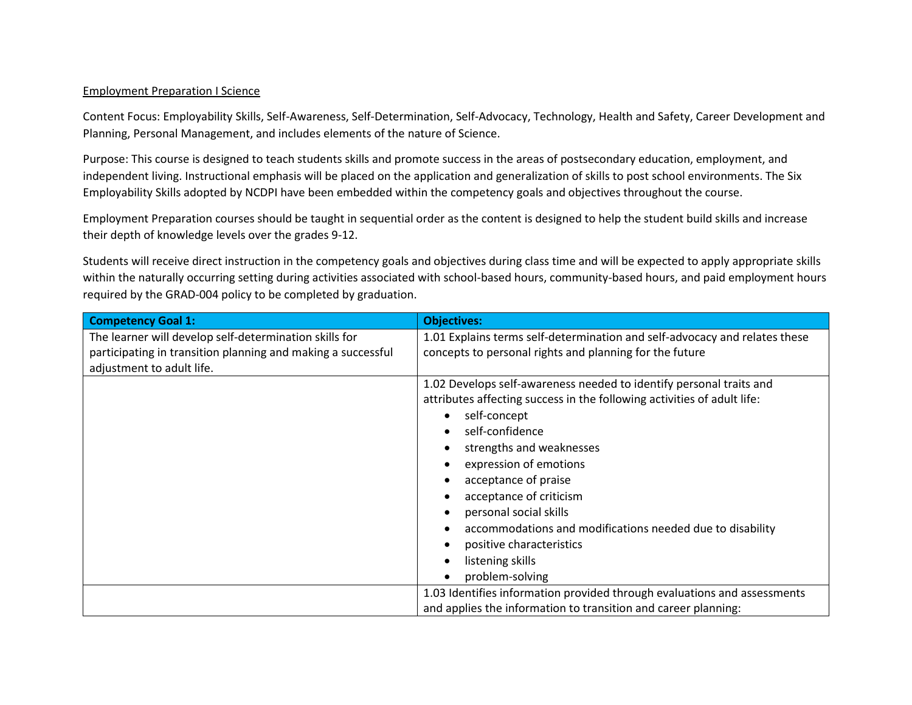Employment Preparation I Science

Content Focus: Employability Skills, Self-Awareness, Self-Determination, Self-Advocacy, Technology, Health and Safety, Career Development and Planning, Personal Management, and includes elements of the nature of Science.

Purpose: This course is designed to teach students skills and promote success in the areas of postsecondary education, employment, and independent living. Instructional emphasis will be placed on the application and generalization of skills to post school environments. The Six Employability Skills adopted by NCDPI have been embedded within the competency goals and objectives throughout the course.

Employment Preparation courses should be taught in sequential order as the content is designed to help the student build skills and increase their depth of knowledge levels over the grades 9-12.

Students will receive direct instruction in the competency goals and objectives during class time and will be expected to apply appropriate skills within the naturally occurring setting during activities associated with school-based hours, community-based hours, and paid employment hours required by the GRAD-004 policy to be completed by graduation.

| **Competency Goal 1:** | **Objectives:** |
|---|---|
| The learner will develop self-determination skills for participating in transition planning and making a successful adjustment to adult life. | 1.01 Explains terms self-determination and self-advocacy and relates these concepts to personal rights and planning for the future |
| | 1.02 Develops self-awareness needed to identify personal traits and attributes affecting success in the following activities of adult life: <br>• self-concept <br>• self-confidence <br>• strengths and weaknesses <br>• expression of emotions <br>• acceptance of praise <br>• acceptance of criticism <br>• personal social skills <br>• accommodations and modifications needed due to disability <br>• positive characteristics <br>• listening skills <br>• problem-solving |
| | 1.03 Identifies information provided through evaluations and assessments and applies the information to transition and career planning: |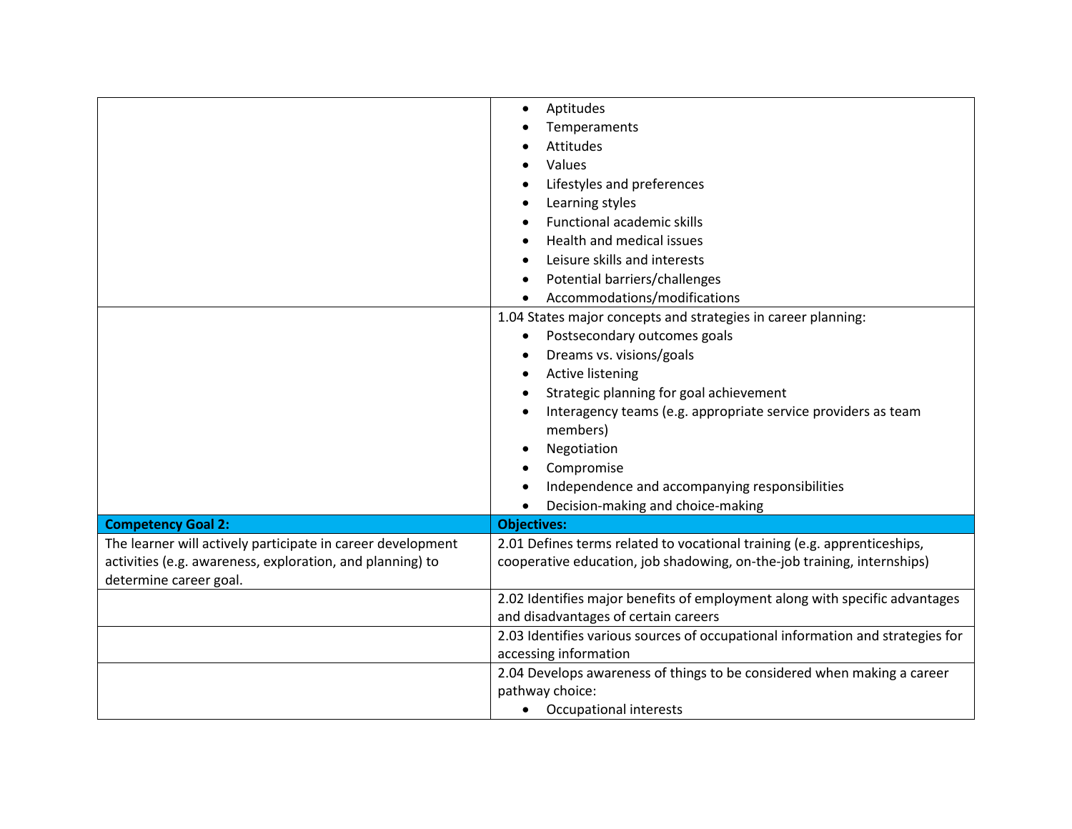| | |
|---|---|
| | • Aptitudes<br>• Temperaments<br>• Attitudes<br>• Values<br>• Lifestyles and preferences<br>• Learning styles<br>• Functional academic skills<br>• Health and medical issues<br>• Leisure skills and interests<br>• Potential barriers/challenges<br>• Accommodations/modifications |
| | 1.04 States major concepts and strategies in career planning:<br>• Postsecondary outcomes goals<br>• Dreams vs. visions/goals<br>• Active listening<br>• Strategic planning for goal achievement<br>• Interagency teams (e.g. appropriate service providers as team members)<br>• Negotiation<br>• Compromise<br>• Independence and accompanying responsibilities<br>• Decision-making and choice-making |
| **Competency Goal 2:** | **Objectives:** |
| The learner will actively participate in career development activities (e.g. awareness, exploration, and planning) to determine career goal. | 2.01 Defines terms related to vocational training (e.g. apprenticeships, cooperative education, job shadowing, on-the-job training, internships) |
| | 2.02 Identifies major benefits of employment along with specific advantages and disadvantages of certain careers |
| | 2.03 Identifies various sources of occupational information and strategies for accessing information |
| | 2.04 Develops awareness of things to be considered when making a career pathway choice:<br>• Occupational interests |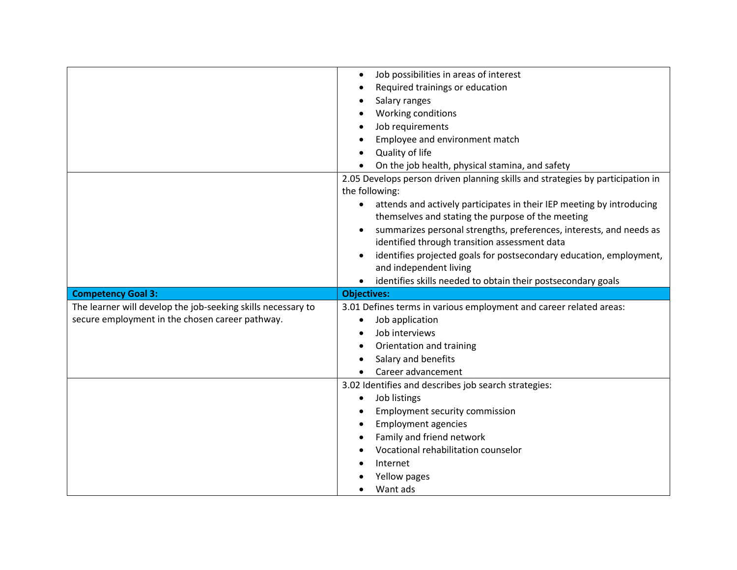| | |
|---|---|
| | • Job possibilities in areas of interest<br>• Required trainings or education<br>• Salary ranges<br>• Working conditions<br>• Job requirements<br>• Employee and environment match<br>• Quality of life<br>• On the job health, physical stamina, and safety |
| | 2.05 Develops person driven planning skills and strategies by participation in the following:<br>• attends and actively participates in their IEP meeting by introducing themselves and stating the purpose of the meeting<br>• summarizes personal strengths, preferences, interests, and needs as identified through transition assessment data<br>• identifies projected goals for postsecondary education, employment, and independent living<br>• identifies skills needed to obtain their postsecondary goals |
| **Competency Goal 3:** | **Objectives:** |
| The learner will develop the job-seeking skills necessary to secure employment in the chosen career pathway. | 3.01 Defines terms in various employment and career related areas:<br>• Job application<br>• Job interviews<br>• Orientation and training<br>• Salary and benefits<br>• Career advancement |
| | 3.02 Identifies and describes job search strategies:<br>• Job listings<br>• Employment security commission<br>• Employment agencies<br>• Family and friend network<br>• Vocational rehabilitation counselor<br>• Internet<br>• Yellow pages<br>• Want ads |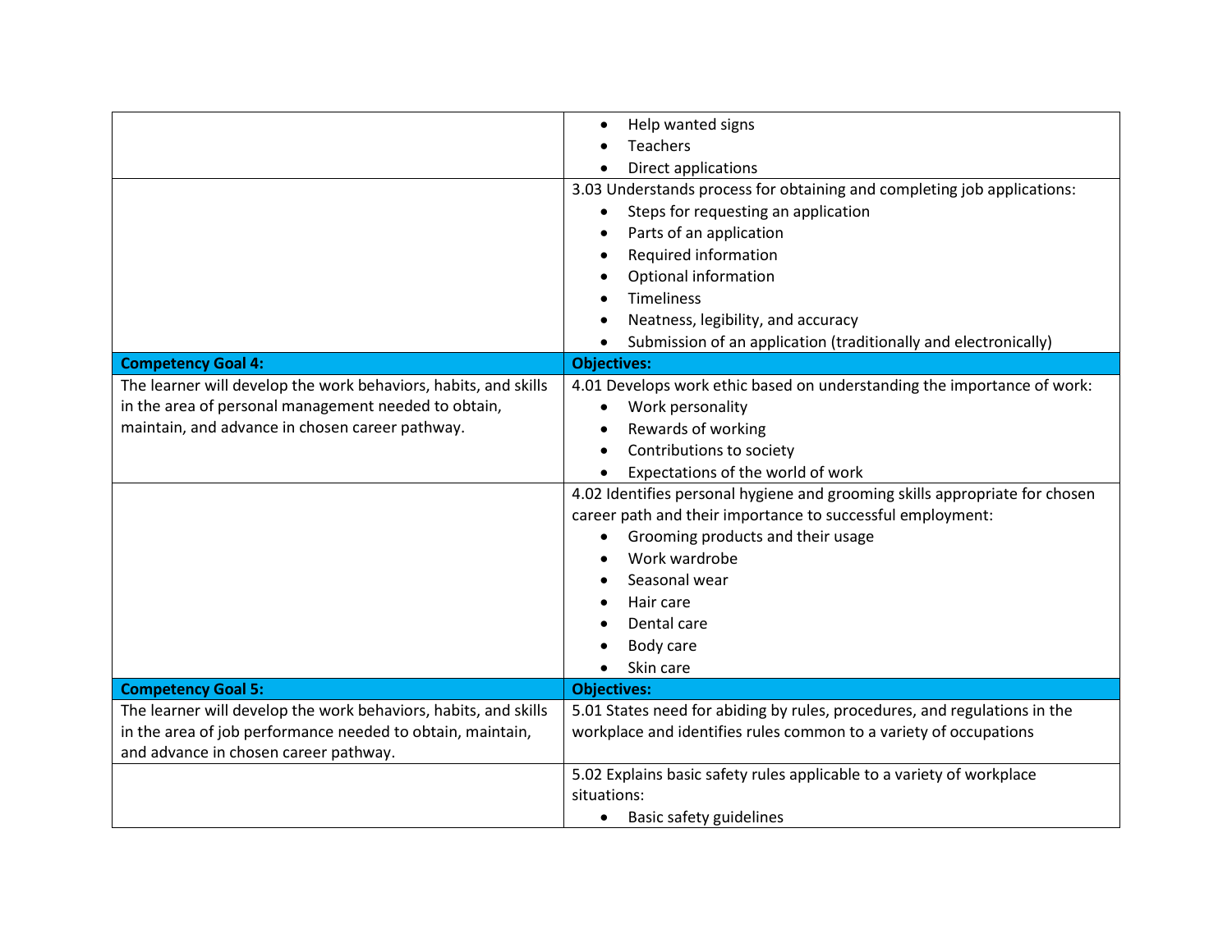| | |
|---|---|
| | • Help wanted signs<br>• Teachers<br>• Direct applications |
| | 3.03 Understands process for obtaining and completing job applications:<br>• Steps for requesting an application<br>• Parts of an application<br>• Required information<br>• Optional information<br>• Timeliness<br>• Neatness, legibility, and accuracy<br>• Submission of an application (traditionally and electronically) |
| **Competency Goal 4:** | **Objectives:** |
| The learner will develop the work behaviors, habits, and skills in the area of personal management needed to obtain, maintain, and advance in chosen career pathway. | 4.01 Develops work ethic based on understanding the importance of work:<br>• Work personality<br>• Rewards of working<br>• Contributions to society<br>• Expectations of the world of work |
| | 4.02 Identifies personal hygiene and grooming skills appropriate for chosen career path and their importance to successful employment:<br>• Grooming products and their usage<br>• Work wardrobe<br>• Seasonal wear<br>• Hair care<br>• Dental care<br>• Body care<br>• Skin care |
| **Competency Goal 5:** | **Objectives:** |
| The learner will develop the work behaviors, habits, and skills in the area of job performance needed to obtain, maintain, and advance in chosen career pathway. | 5.01 States need for abiding by rules, procedures, and regulations in the workplace and identifies rules common to a variety of occupations |
| | 5.02 Explains basic safety rules applicable to a variety of workplace situations:<br>• Basic safety guidelines |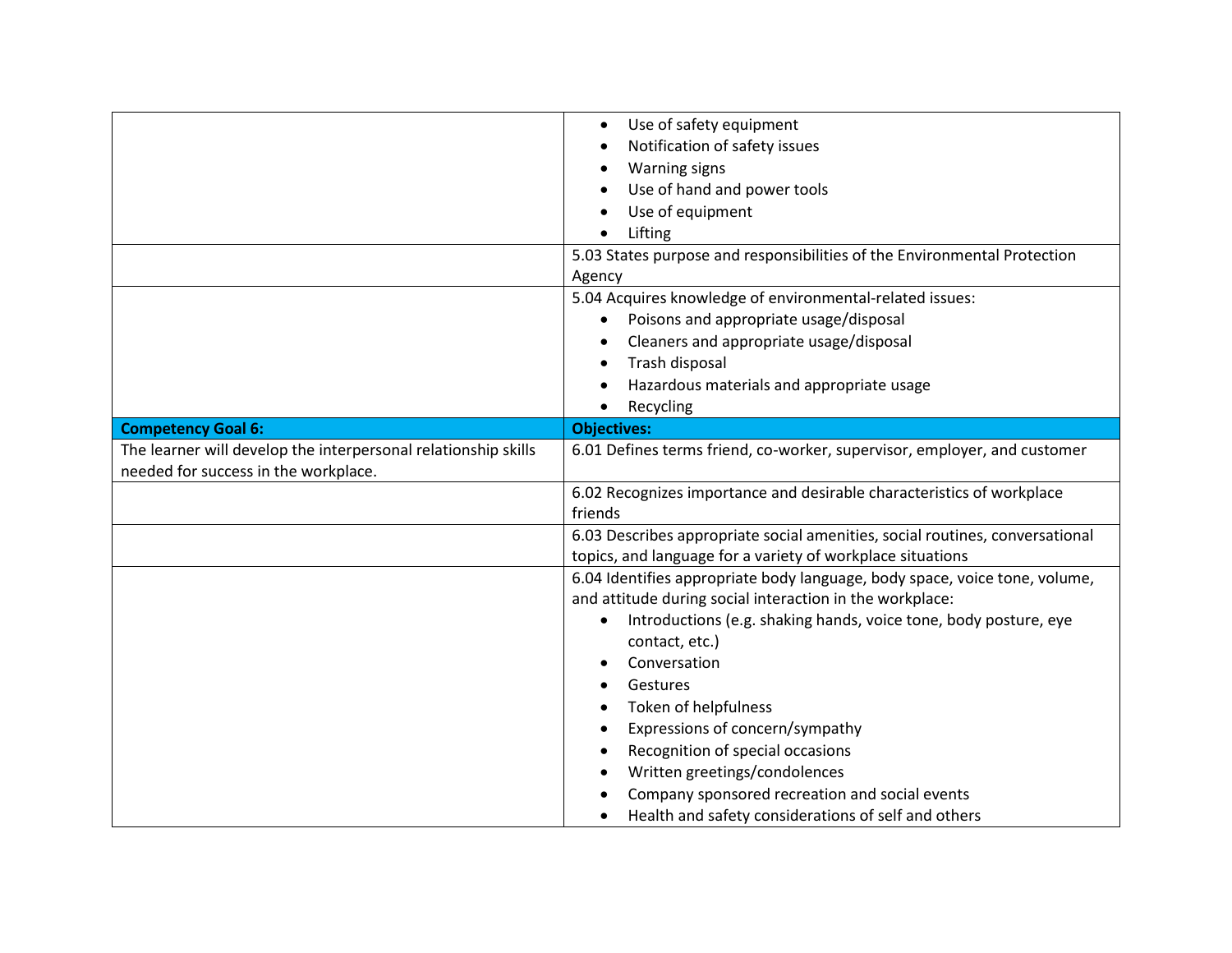| | |
|---|---|
| | • Use of safety equipment<br>• Notification of safety issues<br>• Warning signs<br>• Use of hand and power tools<br>• Use of equipment<br>• Lifting |
| | 5.03 States purpose and responsibilities of the Environmental Protection Agency |
| | 5.04 Acquires knowledge of environmental-related issues:<br>• Poisons and appropriate usage/disposal<br>• Cleaners and appropriate usage/disposal<br>• Trash disposal<br>• Hazardous materials and appropriate usage<br>• Recycling |
| **Competency Goal 6:** | **Objectives:** |
| The learner will develop the interpersonal relationship skills needed for success in the workplace. | 6.01 Defines terms friend, co-worker, supervisor, employer, and customer |
| | 6.02 Recognizes importance and desirable characteristics of workplace friends |
| | 6.03 Describes appropriate social amenities, social routines, conversational topics, and language for a variety of workplace situations |
| | 6.04 Identifies appropriate body language, body space, voice tone, volume, and attitude during social interaction in the workplace:<br>• Introductions (e.g. shaking hands, voice tone, body posture, eye contact, etc.)<br>• Conversation<br>• Gestures<br>• Token of helpfulness<br>• Expressions of concern/sympathy<br>• Recognition of special occasions<br>• Written greetings/condolences<br>• Company sponsored recreation and social events<br>• Health and safety considerations of self and others |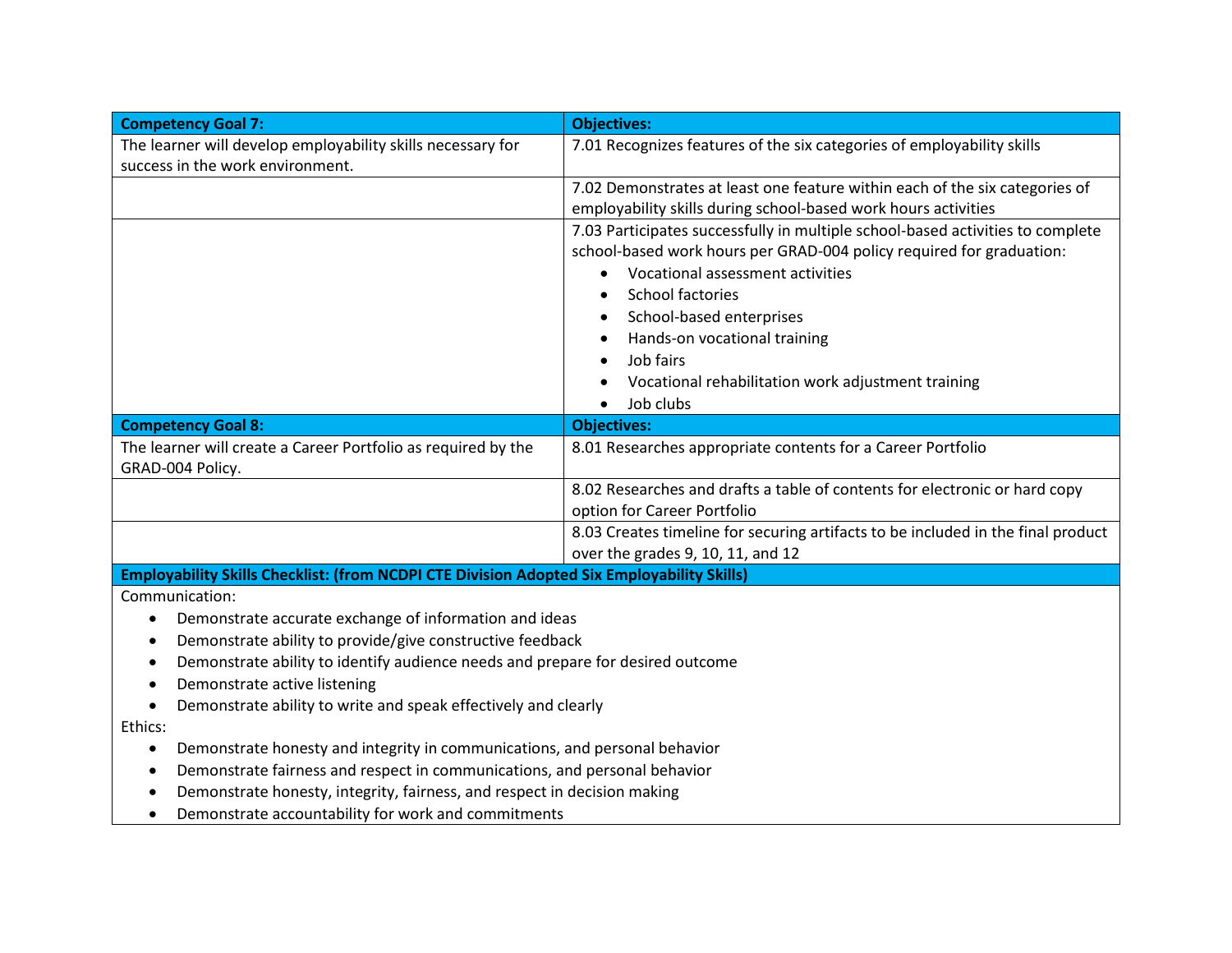| **Competency Goal 7:** | **Objectives:** |
|---|---|
| The learner will develop employability skills necessary for success in the work environment. | 7.01 Recognizes features of the six categories of employability skills |
| | 7.02 Demonstrates at least one feature within each of the six categories of employability skills during school-based work hours activities |
| | 7.03 Participates successfully in multiple school-based activities to complete school-based work hours per GRAD-004 policy required for graduation:<br>• Vocational assessment activities<br>• School factories<br>• School-based enterprises<br>• Hands-on vocational training<br>• Job fairs<br>• Vocational rehabilitation work adjustment training<br>• Job clubs |
| **Competency Goal 8:** | **Objectives:** |
| The learner will create a Career Portfolio as required by the GRAD-004 Policy. | 8.01 Researches appropriate contents for a Career Portfolio |
| | 8.02 Researches and drafts a table of contents for electronic or hard copy option for Career Portfolio |
| | 8.03 Creates timeline for securing artifacts to be included in the final product over the grades 9, 10, 11, and 12 |

**Employability Skills Checklist: (from NCDPI CTE Division Adopted Six Employability Skills)**

Communication:

- Demonstrate accurate exchange of information and ideas
- Demonstrate ability to provide/give constructive feedback
- Demonstrate ability to identify audience needs and prepare for desired outcome
- Demonstrate active listening
- Demonstrate ability to write and speak effectively and clearly

Ethics:

- Demonstrate honesty and integrity in communications, and personal behavior
- Demonstrate fairness and respect in communications, and personal behavior
- Demonstrate honesty, integrity, fairness, and respect in decision making
- Demonstrate accountability for work and commitments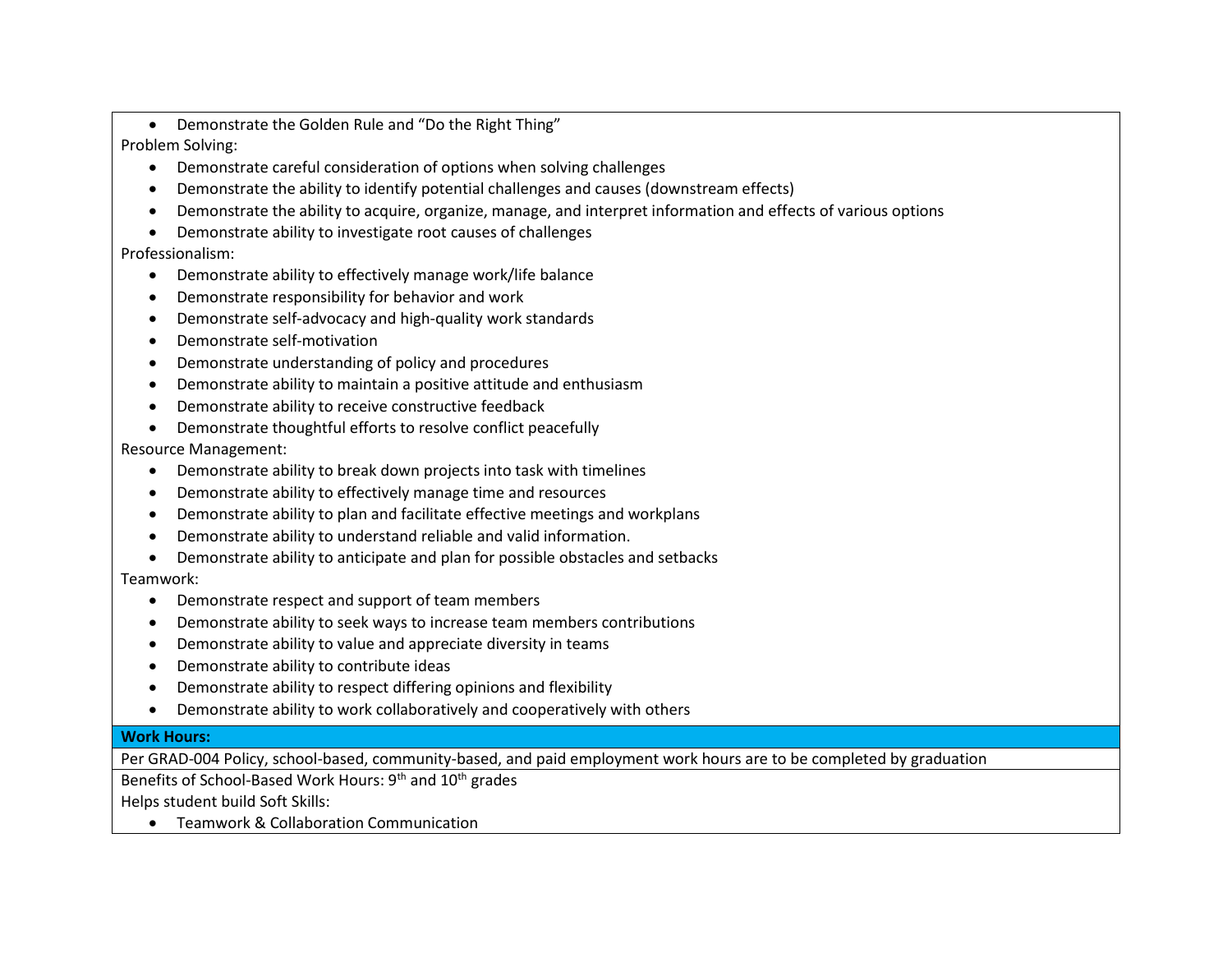- Demonstrate the Golden Rule and "Do the Right Thing"

Problem Solving:

- Demonstrate careful consideration of options when solving challenges
- Demonstrate the ability to identify potential challenges and causes (downstream effects)
- Demonstrate the ability to acquire, organize, manage, and interpret information and effects of various options
- Demonstrate ability to investigate root causes of challenges

Professionalism:

- Demonstrate ability to effectively manage work/life balance
- Demonstrate responsibility for behavior and work
- Demonstrate self-advocacy and high-quality work standards
- Demonstrate self-motivation
- Demonstrate understanding of policy and procedures
- Demonstrate ability to maintain a positive attitude and enthusiasm
- Demonstrate ability to receive constructive feedback
- Demonstrate thoughtful efforts to resolve conflict peacefully

Resource Management:

- Demonstrate ability to break down projects into task with timelines
- Demonstrate ability to effectively manage time and resources
- Demonstrate ability to plan and facilitate effective meetings and workplans
- Demonstrate ability to understand reliable and valid information.
- Demonstrate ability to anticipate and plan for possible obstacles and setbacks

Teamwork:

- Demonstrate respect and support of team members
- Demonstrate ability to seek ways to increase team members contributions
- Demonstrate ability to value and appreciate diversity in teams
- Demonstrate ability to contribute ideas
- Demonstrate ability to respect differing opinions and flexibility
- Demonstrate ability to work collaboratively and cooperatively with others

**Work Hours:**

Per GRAD-004 Policy, school-based, community-based, and paid employment work hours are to be completed by graduation

Benefits of School-Based Work Hours: 9th and 10th grades

Helps student build Soft Skills:

- Teamwork & Collaboration Communication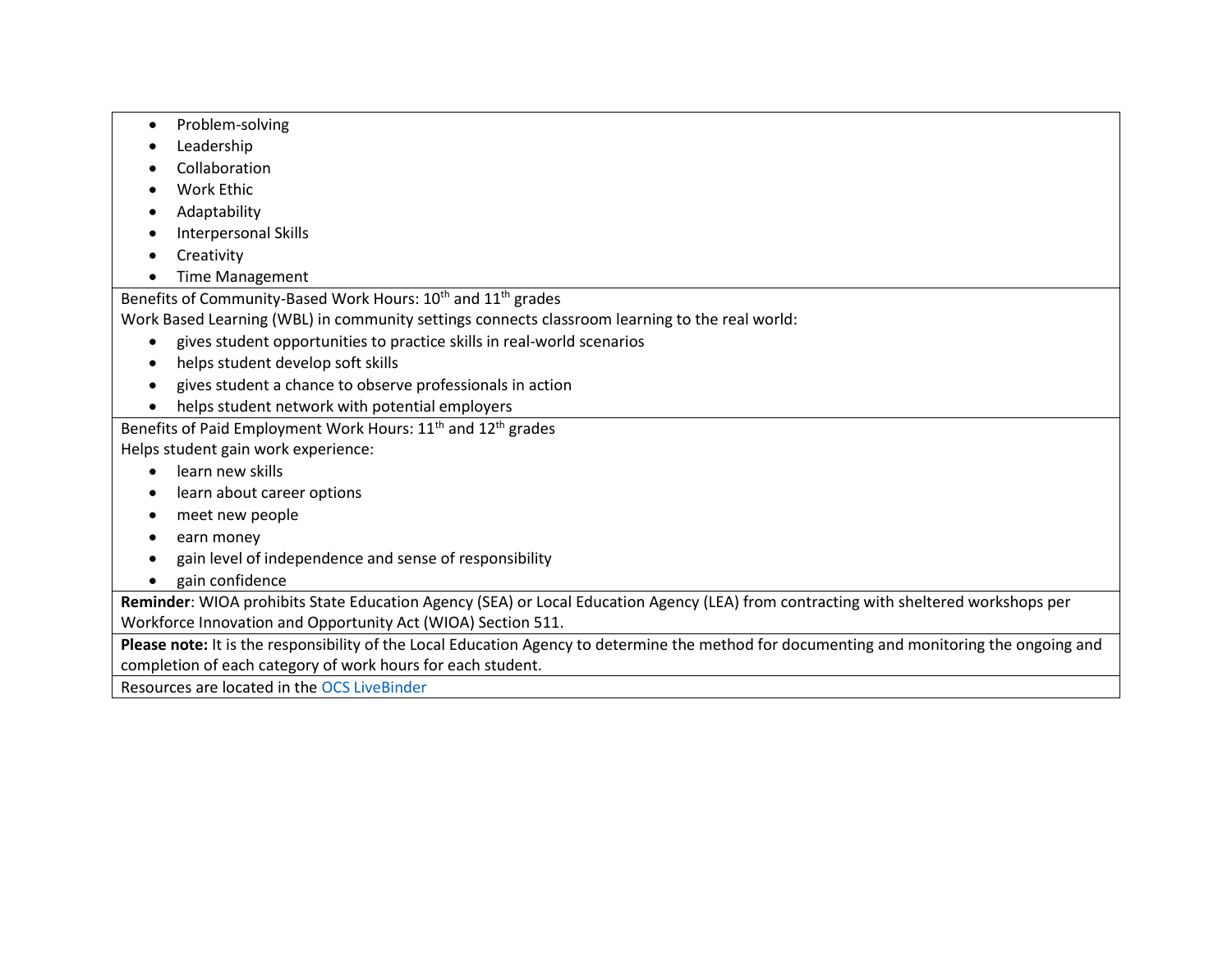| |
|---|
| • Problem-solving<br>• Leadership<br>• Collaboration<br>• Work Ethic<br>• Adaptability<br>• Interpersonal Skills<br>• Creativity<br>• Time Management |
| Benefits of Community-Based Work Hours: 10th and 11th grades<br>Work Based Learning (WBL) in community settings connects classroom learning to the real world:<br>• gives student opportunities to practice skills in real-world scenarios<br>• helps student develop soft skills<br>• gives student a chance to observe professionals in action<br>• helps student network with potential employers |
| Benefits of Paid Employment Work Hours: 11th and 12th grades<br>Helps student gain work experience:<br>• learn new skills<br>• learn about career options<br>• meet new people<br>• earn money<br>• gain level of independence and sense of responsibility<br>• gain confidence |
| **Reminder**: WIOA prohibits State Education Agency (SEA) or Local Education Agency (LEA) from contracting with sheltered workshops per Workforce Innovation and Opportunity Act (WIOA) Section 511. |
| **Please note:** It is the responsibility of the Local Education Agency to determine the method for documenting and monitoring the ongoing and completion of each category of work hours for each student. |
| Resources are located in the OCS LiveBinder |